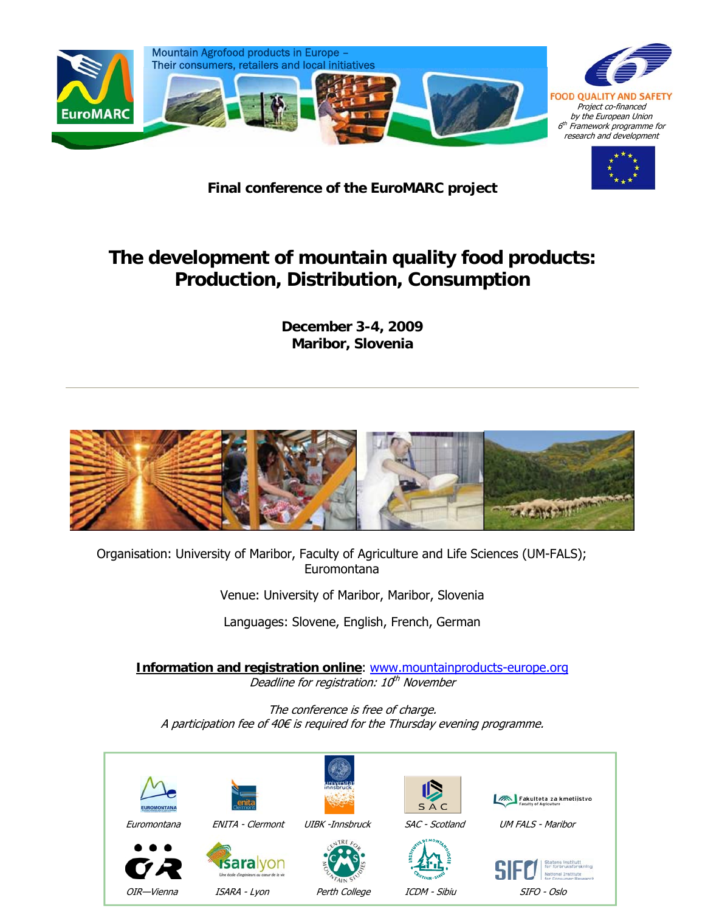Mountain Agrofood products in Europe –
Their consumers, retailers and local initiatives

EuroMARC

FOOD QUALITY AND SAFETY
*Project co-financed by the European Union 6th Framework programme for research and development*

**Final conference of the EuroMARC project**

# The development of mountain quality food products: Production, Distribution, Consumption

**December 3-4, 2009**
**Maribor, Slovenia**

---

Organisation: University of Maribor, Faculty of Agriculture and Life Sciences (UM-FALS); Euromontana

Venue: University of Maribor, Maribor, Slovenia

Languages: Slovene, English, French, German

**Information and registration online**: [www.mountainproducts-europe.org](http://www.mountainproducts-europe.org)
*Deadline for registration: 10th November*

*The conference is free of charge.*
*A participation fee of 40€ is required for the Thursday evening programme.*

*Euromontana* | *ENITA - Clermont* | *UIBK -Innsbruck* | *SAC - Scotland* | *UM FALS - Maribor*

*OIR—Vienna* | *ISARA - Lyon* | *Perth College* | *ICDM - Sibiu* | *SIFO - Oslo*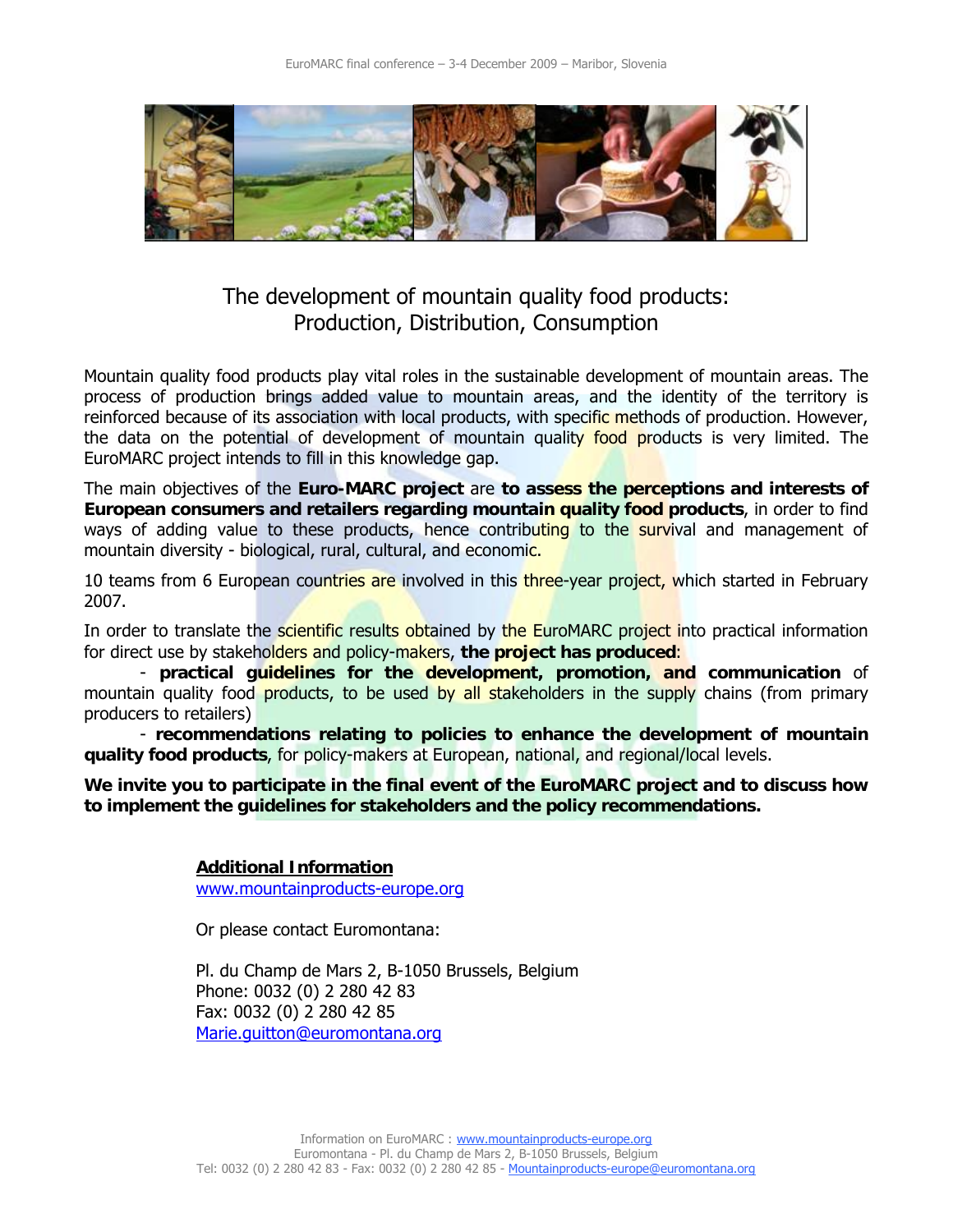# The development of mountain quality food products: Production, Distribution, Consumption

Mountain quality food products play vital roles in the sustainable development of mountain areas. The process of production brings added value to mountain areas, and the identity of the territory is reinforced because of its association with local products, with specific methods of production. However, the data on the potential of development of mountain quality food products is very limited. The EuroMARC project intends to fill in this knowledge gap.

The main objectives of the **Euro-MARC project** are **to assess the perceptions and interests of European consumers and retailers regarding mountain quality food products**, in order to find ways of adding value to these products, hence contributing to the survival and management of mountain diversity - biological, rural, cultural, and economic.

10 teams from 6 European countries are involved in this three-year project, which started in February 2007.

In order to translate the scientific results obtained by the EuroMARC project into practical information for direct use by stakeholders and policy-makers, **the project has produced**:

- **practical guidelines for the development, promotion, and communication** of mountain quality food products, to be used by all stakeholders in the supply chains (from primary producers to retailers)
- **recommendations relating to policies to enhance the development of mountain quality food products**, for policy-makers at European, national, and regional/local levels.

**We invite you to participate in the final event of the EuroMARC project and to discuss how to implement the guidelines for stakeholders and the policy recommendations.**

**Additional Information**

www.mountainproducts-europe.org

Or please contact Euromontana:

Pl. du Champ de Mars 2, B-1050 Brussels, Belgium
Phone: 0032 (0) 2 280 42 83
Fax: 0032 (0) 2 280 42 85
Marie.guitton@euromontana.org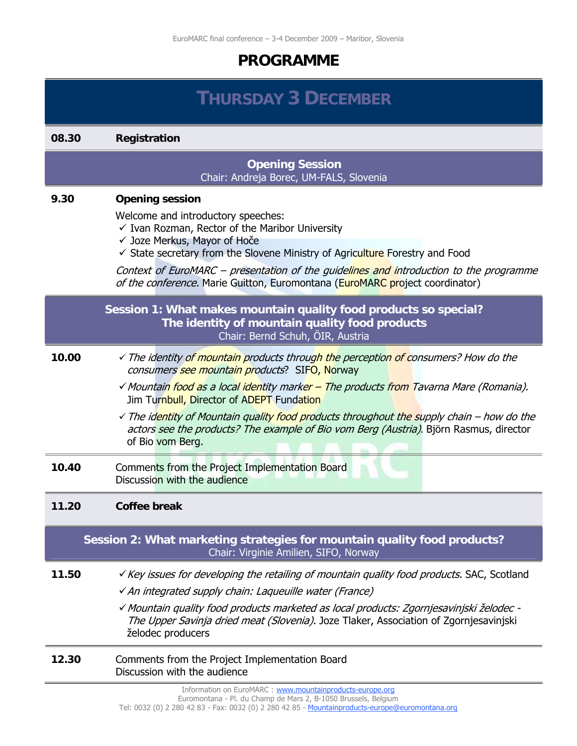# PROGRAMME

## THURSDAY 3 DECEMBER

**08.30** **Registration**

### Opening Session
Chair: Andreja Borec, UM-FALS, Slovenia

**9.30** **Opening session**

Welcome and introductory speeches:
- ✓ Ivan Rozman, Rector of the Maribor University
- ✓ Joze Merkus, Mayor of Hoče
- ✓ State secretary from the Slovene Ministry of Agriculture Forestry and Food

*Context of EuroMARC – presentation of the guidelines and introduction to the programme of the conference.* Marie Guitton, Euromontana (EuroMARC project coordinator)

### Session 1: What makes mountain quality food products so special? The identity of mountain quality food products
Chair: Bernd Schuh, ÖIR, Austria

**10.00**
- ✓ *The identity of mountain products through the perception of consumers? How do the consumers see mountain products*? SIFO, Norway
- ✓ *Mountain food as a local identity marker – The products from Tavarna Mare (Romania).* Jim Turnbull, Director of ADEPT Fundation
- ✓ *The identity of Mountain quality food products throughout the supply chain – how do the actors see the products? The example of Bio vom Berg (Austria).* Björn Rasmus, director of Bio vom Berg.

**10.40** Comments from the Project Implementation Board
Discussion with the audience

**11.20** **Coffee break**

### Session 2: What marketing strategies for mountain quality food products?
Chair: Virginie Amilien, SIFO, Norway

**11.50**
- ✓ *Key issues for developing the retailing of mountain quality food products.* SAC, Scotland
- ✓ *An integrated supply chain: Laqueuille water (France)*
- ✓ *Mountain quality food products marketed as local products: Zgornjesavinjski želodec - The Upper Savinja dried meat (Slovenia).* Joze Tlaker, Association of Zgornjesavinjski želodec producers

**12.30** Comments from the Project Implementation Board
Discussion with the audience

Information on EuroMARC : www.mountainproducts-europe.org
Euromontana - Pl. du Champ de Mars 2, B-1050 Brussels, Belgium
Tel: 0032 (0) 2 280 42 83 - Fax: 0032 (0) 2 280 42 85 - Mountainproducts-europe@euromontana.org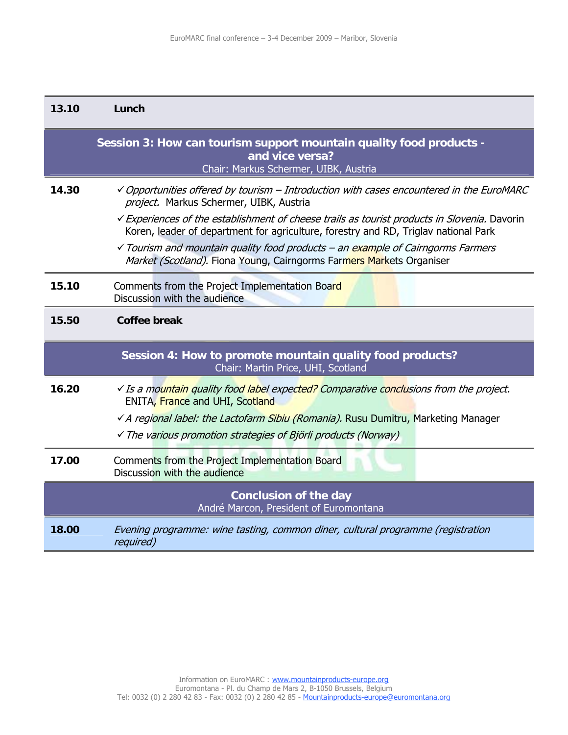| 13.10 | **Lunch** |
|---|---|
| | **Session 3: How can tourism support mountain quality food products - and vice versa?**<br>Chair: Markus Schermer, UIBK, Austria |
| 14.30 | ✓ *Opportunities offered by tourism – Introduction with cases encountered in the EuroMARC project.* Markus Schermer, UIBK, Austria<br>✓ *Experiences of the establishment of cheese trails as tourist products in Slovenia.* Davorin Koren, leader of department for agriculture, forestry and RD, Triglav national Park<br>✓ *Tourism and mountain quality food products – an example of Cairngorms Farmers Market (Scotland).* Fiona Young, Cairngorms Farmers Markets Organiser |
| 15.10 | Comments from the Project Implementation Board<br>Discussion with the audience |
| 15.50 | **Coffee break** |
| | **Session 4: How to promote mountain quality food products?**<br>Chair: Martin Price, UHI, Scotland |
| 16.20 | ✓ *Is a mountain quality food label expected? Comparative conclusions from the project.* ENITA, France and UHI, Scotland<br>✓ *A regional label: the Lactofarm Sibiu (Romania).* Rusu Dumitru, Marketing Manager<br>✓ *The various promotion strategies of Björli products (Norway)* |
| 17.00 | Comments from the Project Implementation Board<br>Discussion with the audience |
| | **Conclusion of the day**<br>André Marcon, President of Euromontana |
| 18.00 | *Evening programme: wine tasting, common diner, cultural programme (registration required)* |

Information on EuroMARC : www.mountainproducts-europe.org
Euromontana - Pl. du Champ de Mars 2, B-1050 Brussels, Belgium
Tel: 0032 (0) 2 280 42 83 - Fax: 0032 (0) 2 280 42 85 - Mountainproducts-europe@euromontana.org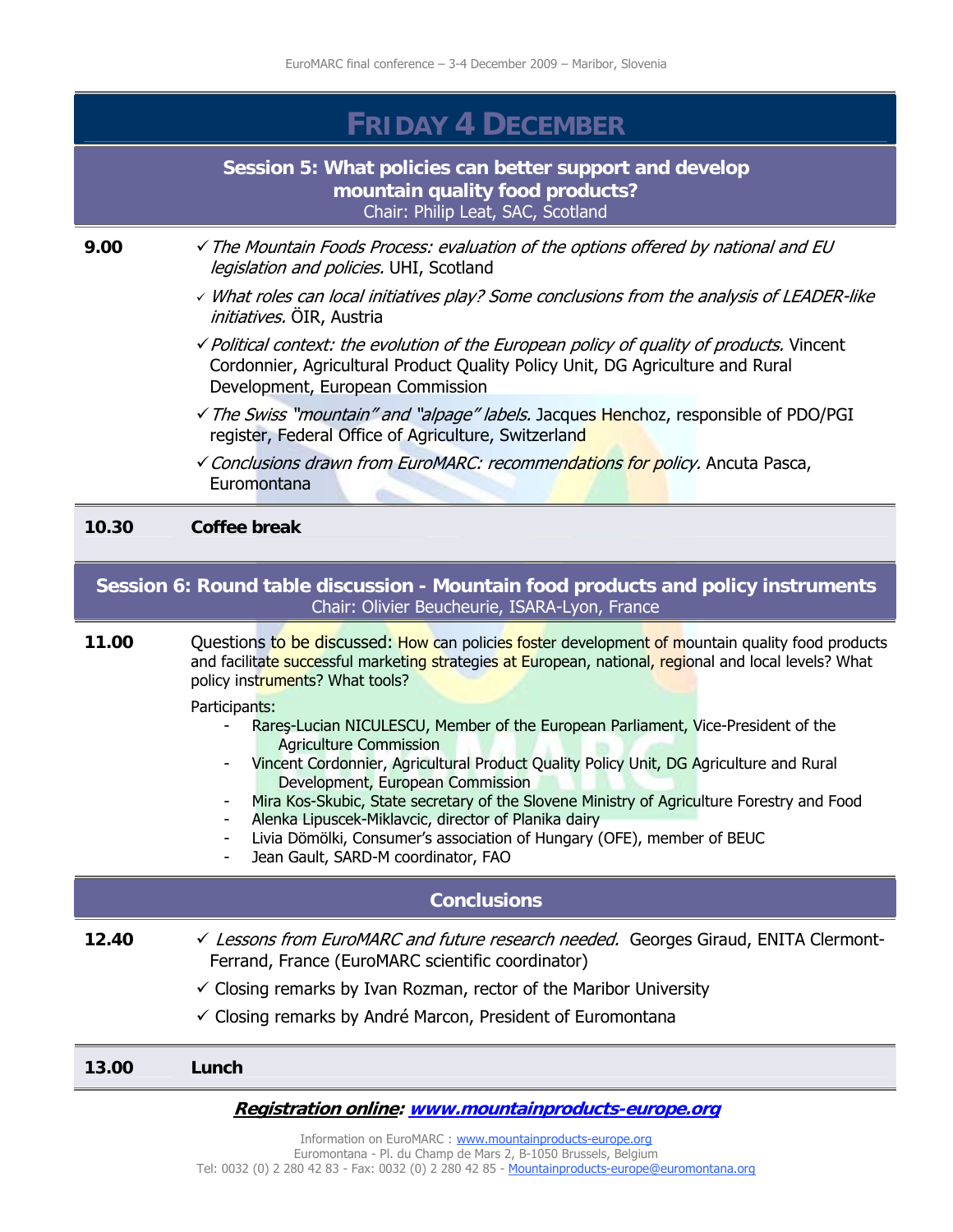# FRIDAY 4 DECEMBER

## Session 5: What policies can better support and develop mountain quality food products?

Chair: Philip Leat, SAC, Scotland

**9.00**

- ✓ *The Mountain Foods Process: evaluation of the options offered by national and EU legislation and policies.* UHI, Scotland
- ✓ *What roles can local initiatives play? Some conclusions from the analysis of LEADER-like initiatives.* ÖIR, Austria
- ✓ *Political context: the evolution of the European policy of quality of products.* Vincent Cordonnier, Agricultural Product Quality Policy Unit, DG Agriculture and Rural Development, European Commission
- ✓ *The Swiss "mountain" and "alpage" labels.* Jacques Henchoz, responsible of PDO/PGI register, Federal Office of Agriculture, Switzerland
- ✓ *Conclusions drawn from EuroMARC: recommendations for policy.* Ancuta Pasca, Euromontana

**10.30** **Coffee break**

## Session 6: Round table discussion - Mountain food products and policy instruments

Chair: Olivier Beucheurie, ISARA-Lyon, France

**11.00**

Questions to be discussed: How can policies foster development of mountain quality food products and facilitate successful marketing strategies at European, national, regional and local levels? What policy instruments? What tools?

Participants:

- Rareş-Lucian NICULESCU, Member of the European Parliament, Vice-President of the Agriculture Commission
- Vincent Cordonnier, Agricultural Product Quality Policy Unit, DG Agriculture and Rural Development, European Commission
- Mira Kos-Skubic, State secretary of the Slovene Ministry of Agriculture Forestry and Food
- Alenka Lipuscek-Miklavcic, director of Planika dairy
- Livia Dömölki, Consumer's association of Hungary (OFE), member of BEUC
- Jean Gault, SARD-M coordinator, FAO

## Conclusions

**12.40**

- ✓ *Lessons from EuroMARC and future research needed.* Georges Giraud, ENITA Clermont-Ferrand, France (EuroMARC scientific coordinator)
- ✓ Closing remarks by Ivan Rozman, rector of the Maribor University
- ✓ Closing remarks by André Marcon, President of Euromontana

**13.00** **Lunch**

***Registration online: www.mountainproducts-europe.org***

Information on EuroMARC : www.mountainproducts-europe.org
Euromontana - Pl. du Champ de Mars 2, B-1050 Brussels, Belgium
Tel: 0032 (0) 2 280 42 83 - Fax: 0032 (0) 2 280 42 85 - Mountainproducts-europe@euromontana.org